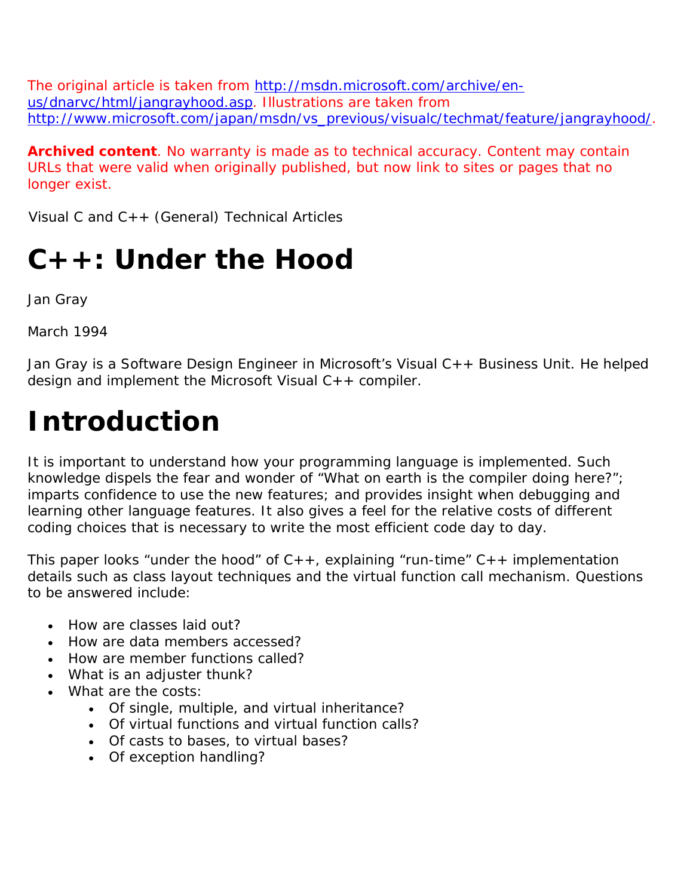The original article is taken from [http://msdn.microsoft.com/archive/en-us/dnarvc/html/jangrayhood.asp](http://msdn.microsoft.com/archive/en-us/dnarvc/html/jangrayhood.asp). Illustrations are taken from [http://www.microsoft.com/japan/msdn/vs_previous/visualc/techmat/feature/jangrayhood/](http://www.microsoft.com/japan/msdn/vs_previous/visualc/techmat/feature/jangrayhood/).

**Archived content**. No warranty is made as to technical accuracy. Content may contain URLs that were valid when originally published, but now link to sites or pages that no longer exist.

Visual C and C++ (General) Technical Articles

# C++: Under the Hood

Jan Gray

March 1994

Jan Gray is a Software Design Engineer in Microsoft's Visual C++ Business Unit. He helped design and implement the Microsoft Visual C++ compiler.

# Introduction

It is important to understand how your programming language is implemented. Such knowledge dispels the fear and wonder of "What on earth is the compiler doing here?"; imparts confidence to use the new features; and provides insight when debugging and learning other language features. It also gives a feel for the relative costs of different coding choices that is necessary to write the most efficient code day to day.

This paper looks "under the hood" of C++, explaining "run-time" C++ implementation details such as class layout techniques and the virtual function call mechanism. Questions to be answered include:

- How are classes laid out?
- How are data members accessed?
- How are member functions called?
- What is an adjuster thunk?
- What are the costs:
  - Of single, multiple, and virtual inheritance?
  - Of virtual functions and virtual function calls?
  - Of casts to bases, to virtual bases?
  - Of exception handling?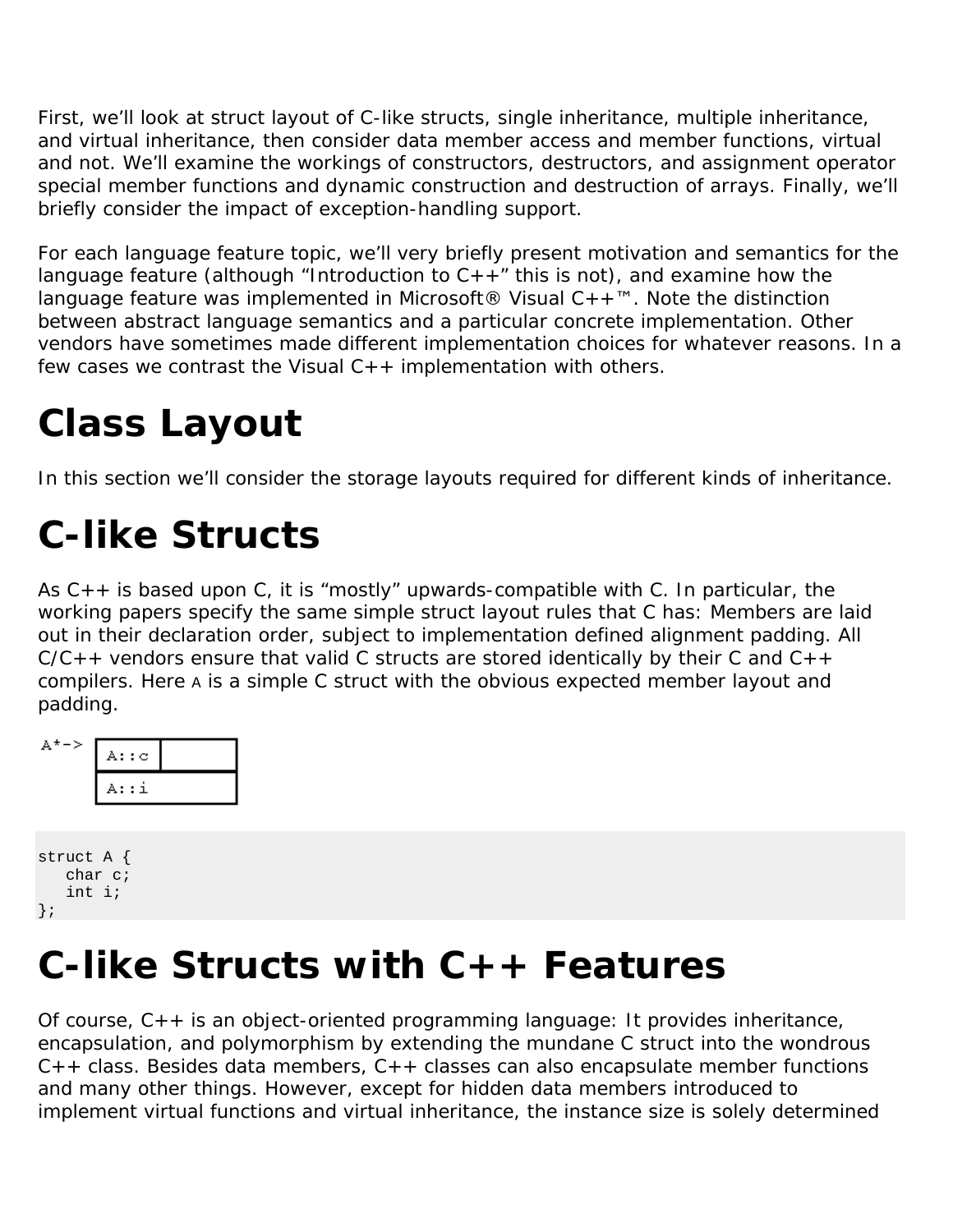First, we'll look at struct layout of C-like structs, single inheritance, multiple inheritance, and virtual inheritance, then consider data member access and member functions, virtual and not. We'll examine the workings of constructors, destructors, and assignment operator special member functions and dynamic construction and destruction of arrays. Finally, we'll briefly consider the impact of exception-handling support.

For each language feature topic, we'll very briefly present motivation and semantics for the language feature (although "Introduction to C++" this is not), and examine how the language feature was implemented in Microsoft® Visual C++™. Note the distinction between abstract language semantics and a particular concrete implementation. Other vendors have sometimes made different implementation choices for whatever reasons. In a few cases we contrast the Visual C++ implementation with others.

# Class Layout

In this section we'll consider the storage layouts required for different kinds of inheritance.

# C-like Structs

As C++ is based upon C, it is "mostly" upwards-compatible with C. In particular, the working papers specify the same simple struct layout rules that C has: Members are laid out in their declaration order, subject to implementation defined alignment padding. All C/C++ vendors ensure that valid C structs are stored identically by their C and C++ compilers. Here `A` is a simple C struct with the obvious expected member layout and padding.

```
A*-> | A::c |      |
     | A::i        |
```

```
struct A {
   char c;
   int i;
};
```

# C-like Structs with C++ Features

Of course, C++ is an object-oriented programming language: It provides inheritance, encapsulation, and polymorphism by extending the mundane C struct into the wondrous C++ class. Besides data members, C++ classes can also encapsulate member functions and many other things. However, except for hidden data members introduced to implement virtual functions and virtual inheritance, the instance size is solely determined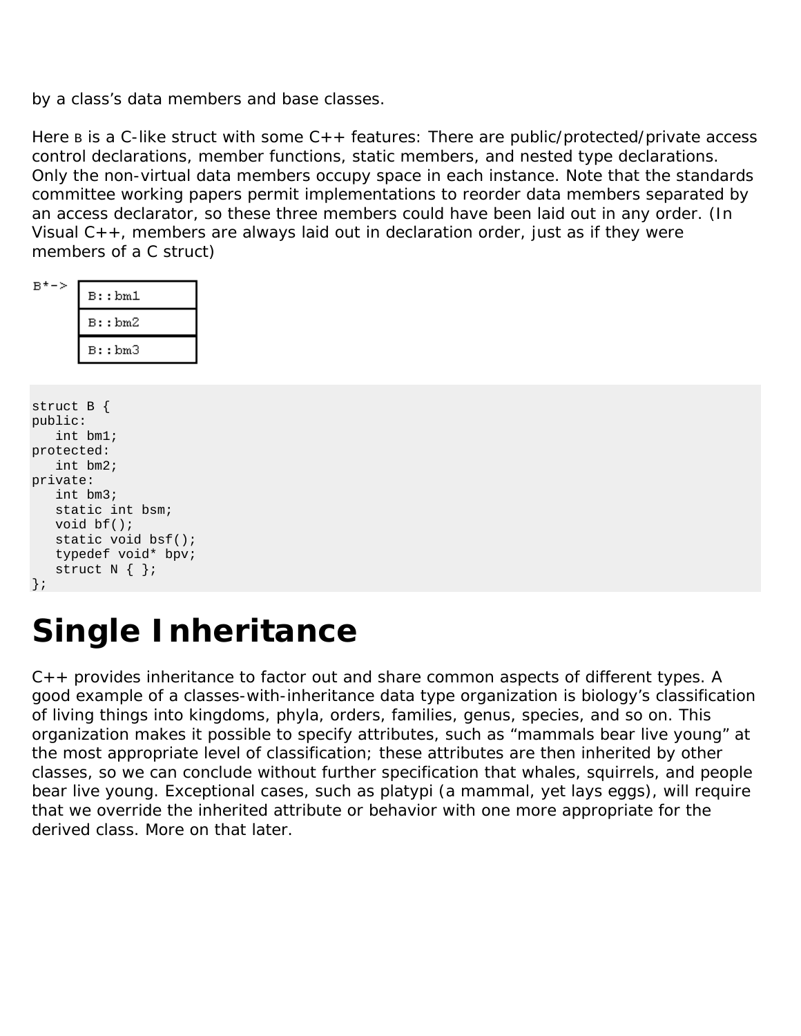by a class's data members and base classes.

Here `B` is a C-like struct with some C++ features: There are public/protected/private access control declarations, member functions, static members, and nested type declarations. Only the non-virtual data members occupy space in each instance. Note that the standards committee working papers permit implementations to reorder data members separated by an access declarator, so these three members could have been laid out in any order. (In Visual C++, members are always laid out in declaration order, just as if they were members of a C struct)

```
B*-> | B::bm1 |
     | B::bm2 |
     | B::bm3 |
```

```
struct B {
public:
   int bm1;
protected:
   int bm2;
private:
   int bm3;
   static int bsm;
   void bf();
   static void bsf();
   typedef void* bpv;
   struct N { };
};
```

# Single Inheritance

C++ provides inheritance to factor out and share common aspects of different types. A good example of a classes-with-inheritance data type organization is biology's classification of living things into kingdoms, phyla, orders, families, genus, species, and so on. This organization makes it possible to specify attributes, such as "mammals bear live young" at the most appropriate level of classification; these attributes are then inherited by other classes, so we can conclude without further specification that whales, squirrels, and people bear live young. Exceptional cases, such as platypi (a mammal, yet lays eggs), will require that we override the inherited attribute or behavior with one more appropriate for the derived class. More on that later.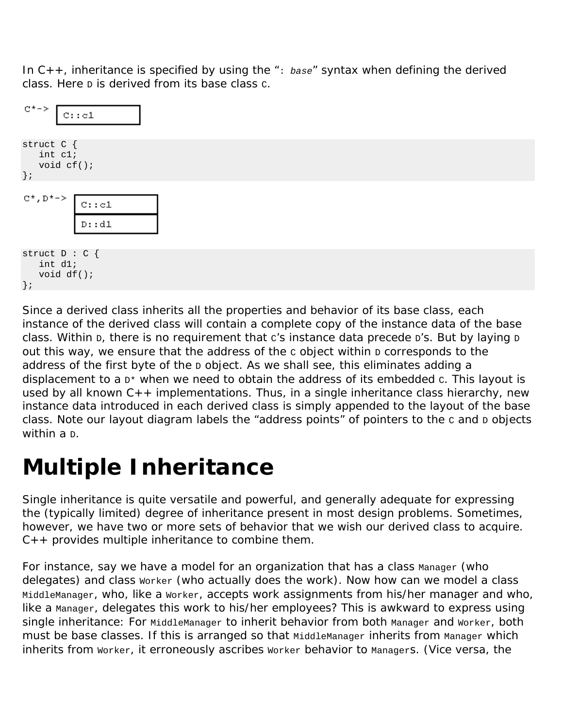In C++, inheritance is specified by using the "`: base`" syntax when defining the derived class. Here `D` is derived from its base class `C`.

```
C*-> | C::c1 |
```

```
struct C {
   int c1;
   void cf();
};
```

```
C*,D*-> | C::c1 |
        | D::d1 |
```

```
struct D : C {
   int d1;
   void df();
};
```

Since a derived class inherits all the properties and behavior of its base class, each instance of the derived class will contain a complete copy of the instance data of the base class. Within `D`, there is no requirement that `C`'s instance data precede `D`'s. But by laying `D` out this way, we ensure that the address of the `C` object within `D` corresponds to the address of the first byte of the `D` object. As we shall see, this eliminates adding a displacement to a `D*` when we need to obtain the address of its embedded `C`. This layout is used by all known C++ implementations. Thus, in a single inheritance class hierarchy, new instance data introduced in each derived class is simply appended to the layout of the base class. Note our layout diagram labels the "address points" of pointers to the `C` and `D` objects within a `D`.

# Multiple Inheritance

Single inheritance is quite versatile and powerful, and generally adequate for expressing the (typically limited) degree of inheritance present in most design problems. Sometimes, however, we have two or more sets of behavior that we wish our derived class to acquire. C++ provides multiple inheritance to combine them.

For instance, say we have a model for an organization that has a class `Manager` (who delegates) and class `Worker` (who actually does the work). Now how can we model a class `MiddleManager`, who, like a `Worker`, accepts work assignments from his/her manager and who, like a `Manager`, delegates this work to his/her employees? This is awkward to express using single inheritance: For `MiddleManager` to inherit behavior from both `Manager` and `Worker`, both must be base classes. If this is arranged so that `MiddleManager` inherits from `Manager` which inherits from `Worker`, it erroneously ascribes `Worker` behavior to `Manager`s. (Vice versa, the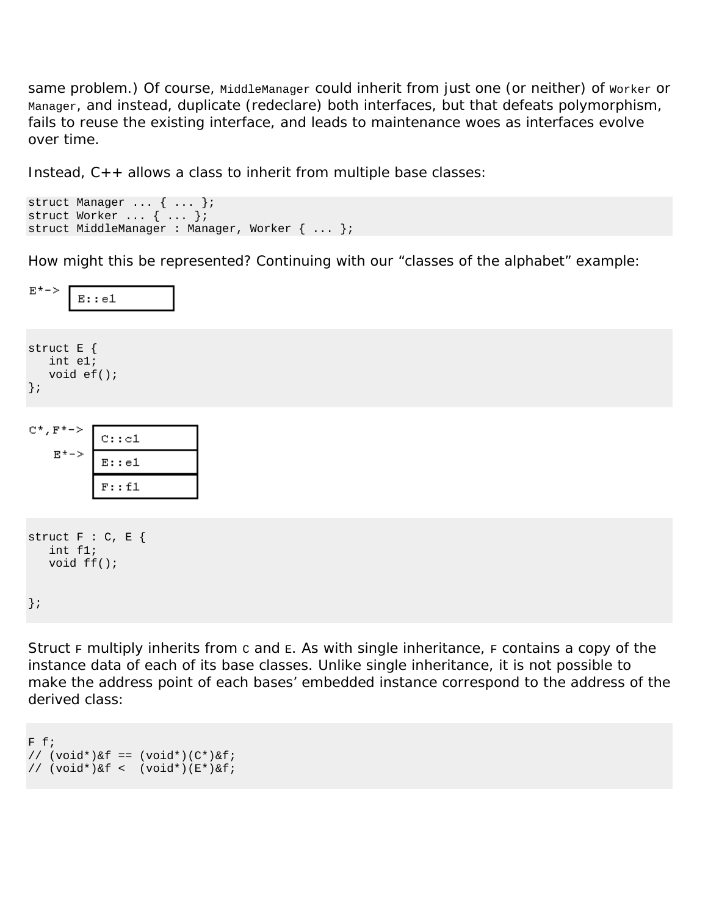same problem.) Of course, `MiddleManager` could inherit from just one (or neither) of `Worker` or `Manager`, and instead, duplicate (redeclare) both interfaces, but that defeats polymorphism, fails to reuse the existing interface, and leads to maintenance woes as interfaces evolve over time.

Instead, C++ allows a class to inherit from multiple base classes:

```
struct Manager ... { ... };
struct Worker ... { ... };
struct MiddleManager : Manager, Worker { ... };
```

How might this be represented? Continuing with our "classes of the alphabet" example:

```
E*-> | E::e1 |
```

```
struct E {
   int e1;
   void ef();
};
```

```
C*,F*-> | C::c1 |
    E*-> | E::e1 |
         | F::f1 |
```

```
struct F : C, E {
   int f1;
   void ff();


};
```

Struct `F` multiply inherits from `C` and `E`. As with single inheritance, `F` contains a copy of the instance data of each of its base classes. Unlike single inheritance, it is not possible to make the address point of each bases' embedded instance correspond to the address of the derived class:

```
F f;
// (void*)&f == (void*)(C*)&f;
// (void*)&f <  (void*)(E*)&f;
```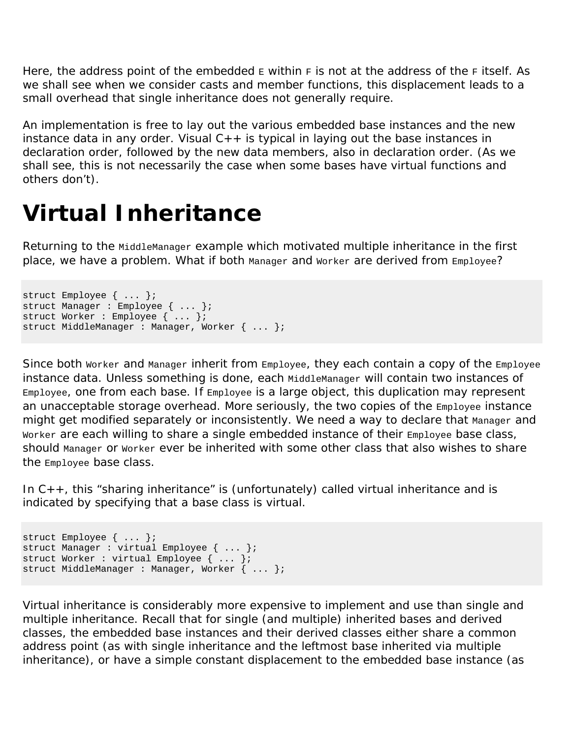Here, the address point of the embedded `E` within `F` is not at the address of the `F` itself. As we shall see when we consider casts and member functions, this displacement leads to a small overhead that single inheritance does not generally require.

An implementation is free to lay out the various embedded base instances and the new instance data in any order. Visual C++ is typical in laying out the base instances in declaration order, followed by the new data members, also in declaration order. (As we shall see, this is not necessarily the case when some bases have virtual functions and others don't).

# Virtual Inheritance

Returning to the `MiddleManager` example which motivated multiple inheritance in the first place, we have a problem. What if both `Manager` and `Worker` are derived from `Employee`?

```
struct Employee { ... };
struct Manager : Employee { ... };
struct Worker : Employee { ... };
struct MiddleManager : Manager, Worker { ... };
```

Since both `Worker` and `Manager` inherit from `Employee`, they each contain a copy of the `Employee` instance data. Unless something is done, each `MiddleManager` will contain two instances of `Employee`, one from each base. If `Employee` is a large object, this duplication may represent an unacceptable storage overhead. More seriously, the two copies of the `Employee` instance might get modified separately or inconsistently. We need a way to declare that `Manager` and `Worker` are each willing to share a single embedded instance of their `Employee` base class, should `Manager` or `Worker` ever be inherited with some other class that also wishes to share the `Employee` base class.

In C++, this "sharing inheritance" is (unfortunately) called virtual inheritance and is indicated by specifying that a base class is virtual.

```
struct Employee { ... };
struct Manager : virtual Employee { ... };
struct Worker : virtual Employee { ... };
struct MiddleManager : Manager, Worker { ... };
```

Virtual inheritance is considerably more expensive to implement and use than single and multiple inheritance. Recall that for single (and multiple) inherited bases and derived classes, the embedded base instances and their derived classes either share a common address point (as with single inheritance and the leftmost base inherited via multiple inheritance), or have a simple constant displacement to the embedded base instance (as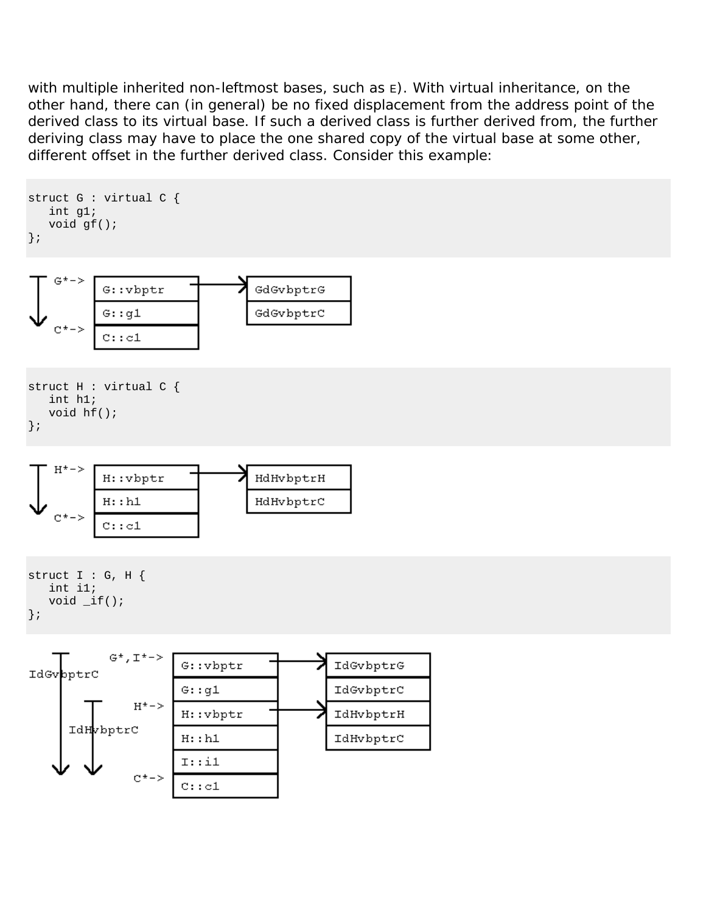with multiple inherited non-leftmost bases, such as E). With virtual inheritance, on the other hand, there can (in general) be no fixed displacement from the address point of the derived class to its virtual base. If such a derived class is further derived from, the further deriving class may have to place the one shared copy of the virtual base at some other, different offset in the further derived class. Consider this example:

```
struct G : virtual C {
   int g1;
   void gf();
};
```

```
G*->  | G::vbptr | --> | GdGvbptrG |
      | G::g1    |     | GdGvbptrC |
C*->  | C::c1    |
```

```
struct H : virtual C {
   int h1;
   void hf();
};
```

```
H*->  | H::vbptr | --> | HdHvbptrH |
      | H::h1    |     | HdHvbptrC |
C*->  | C::c1    |
```

```
struct I : G, H {
   int i1;
   void _if();
};
```

```
G*,I*->  | G::vbptr | --> | IdGvbptrG |
         | G::g1    |     | IdGvbptrC |
H*->     | H::vbptr | --> | IdHvbptrH |
         | H::h1    |     | IdHvbptrC |
         | I::i1    |
C*->     | C::c1    |

IdGvbptrC: G* -> C*
IdHvbptrC: H* -> C*
```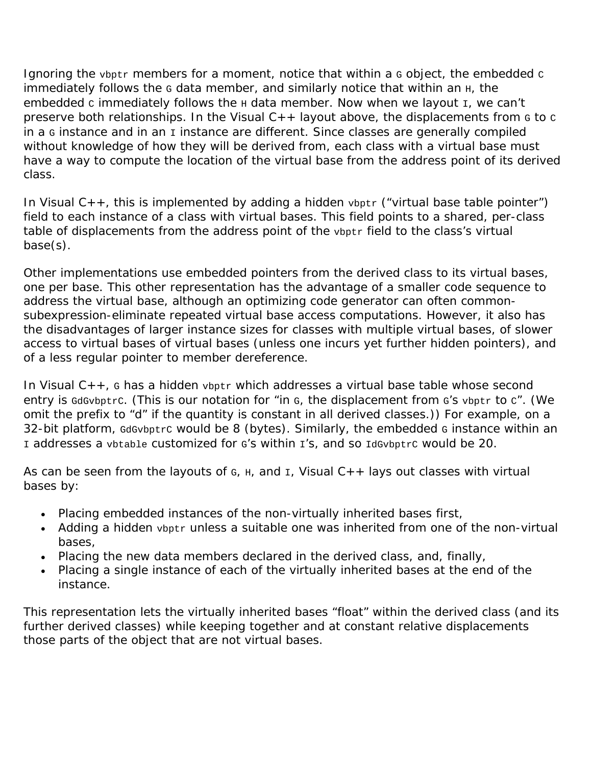Ignoring the `vbptr` members for a moment, notice that within a `G` object, the embedded `C` immediately follows the `G` data member, and similarly notice that within an `H`, the embedded `C` immediately follows the `H` data member. Now when we layout `I`, we can't preserve both relationships. In the Visual C++ layout above, the displacements from `G` to `C` in a `G` instance and in an `I` instance are different. Since classes are generally compiled without knowledge of how they will be derived from, each class with a virtual base must have a way to compute the location of the virtual base from the address point of its derived class.

In Visual C++, this is implemented by adding a hidden `vbptr` ("virtual base table pointer") field to each instance of a class with virtual bases. This field points to a shared, per-class table of displacements from the address point of the `vbptr` field to the class's virtual base(s).

Other implementations use embedded pointers from the derived class to its virtual bases, one per base. This other representation has the advantage of a smaller code sequence to address the virtual base, although an optimizing code generator can often common-subexpression-eliminate repeated virtual base access computations. However, it also has the disadvantages of larger instance sizes for classes with multiple virtual bases, of slower access to virtual bases of virtual bases (unless one incurs yet further hidden pointers), and of a less regular pointer to member dereference.

In Visual C++, `G` has a hidden `vbptr` which addresses a virtual base table whose second entry is `GdGvbptrC`. (This is our notation for "in `G`, the displacement from `G`'s `vbptr` to `C`". (We omit the prefix to "d" if the quantity is constant in all derived classes.)) For example, on a 32-bit platform, `GdGvbptrC` would be 8 (bytes). Similarly, the embedded `G` instance within an `I` addresses a `vbtable` customized for `G`'s within `I`'s, and so `IdGvbptrC` would be 20.

As can be seen from the layouts of `G`, `H`, and `I`, Visual C++ lays out classes with virtual bases by:

- Placing embedded instances of the non-virtually inherited bases first,
- Adding a hidden `vbptr` unless a suitable one was inherited from one of the non-virtual bases,
- Placing the new data members declared in the derived class, and, finally,
- Placing a single instance of each of the virtually inherited bases at the end of the instance.

This representation lets the virtually inherited bases "float" within the derived class (and its further derived classes) while keeping together and at constant relative displacements those parts of the object that are not virtual bases.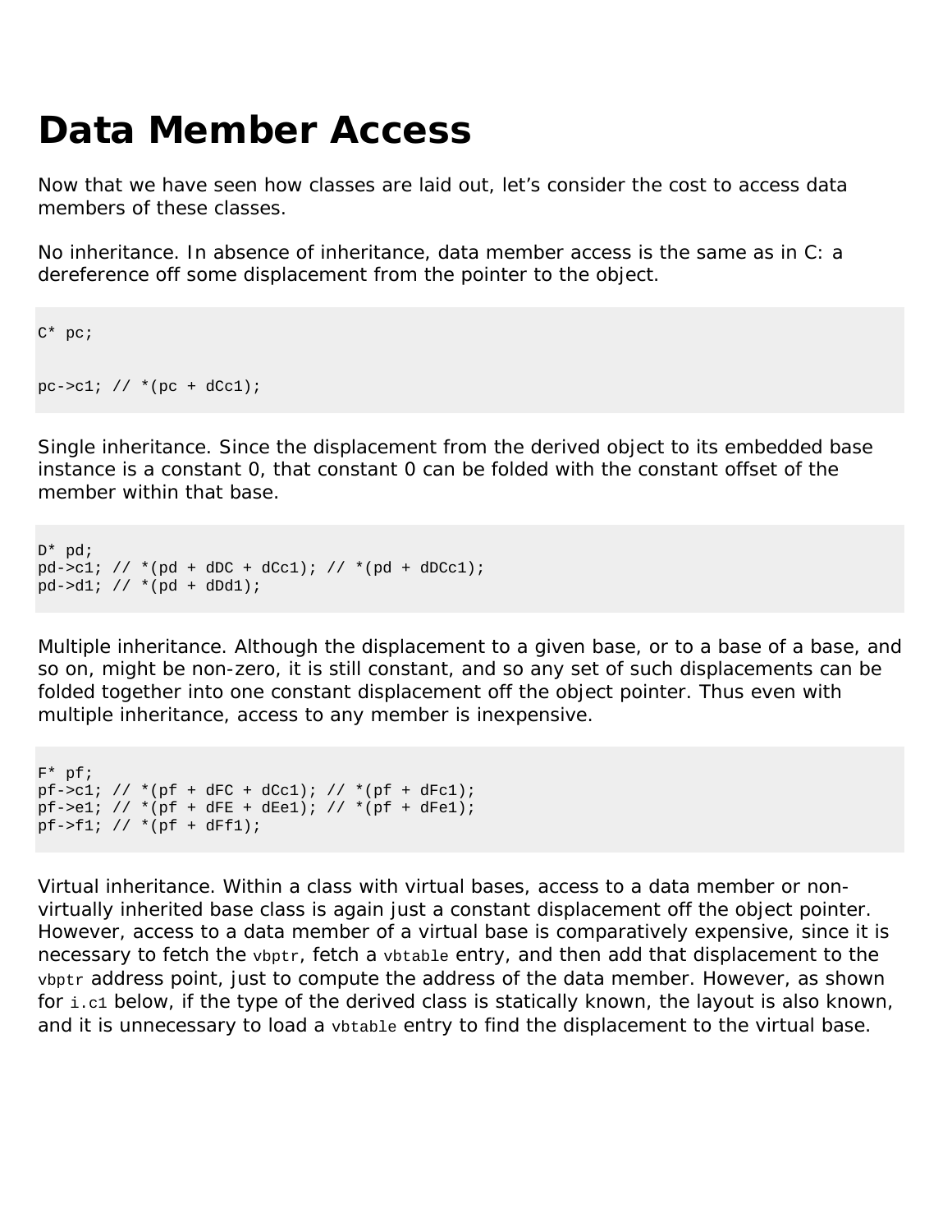# Data Member Access

Now that we have seen how classes are laid out, let's consider the cost to access data members of these classes.

No inheritance. In absence of inheritance, data member access is the same as in C: a dereference off some displacement from the pointer to the object.

```
C* pc;

pc->c1; // *(pc + dCc1);
```

Single inheritance. Since the displacement from the derived object to its embedded base instance is a constant 0, that constant 0 can be folded with the constant offset of the member within that base.

```
D* pd;
pd->c1; // *(pd + dDC + dCc1); // *(pd + dDCc1);
pd->d1; // *(pd + dDd1);
```

Multiple inheritance. Although the displacement to a given base, or to a base of a base, and so on, might be non-zero, it is still constant, and so any set of such displacements can be folded together into one constant displacement off the object pointer. Thus even with multiple inheritance, access to any member is inexpensive.

```
F* pf;
pf->c1; // *(pf + dFC + dCc1); // *(pf + dFc1);
pf->e1; // *(pf + dFE + dEe1); // *(pf + dFe1);
pf->f1; // *(pf + dFf1);
```

Virtual inheritance. Within a class with virtual bases, access to a data member or non-virtually inherited base class is again just a constant displacement off the object pointer. However, access to a data member of a virtual base is comparatively expensive, since it is necessary to fetch the `vbptr`, fetch a `vbtable` entry, and then add that displacement to the `vbptr` address point, just to compute the address of the data member. However, as shown for `i.c1` below, if the type of the derived class is statically known, the layout is also known, and it is unnecessary to load a `vbtable` entry to find the displacement to the virtual base.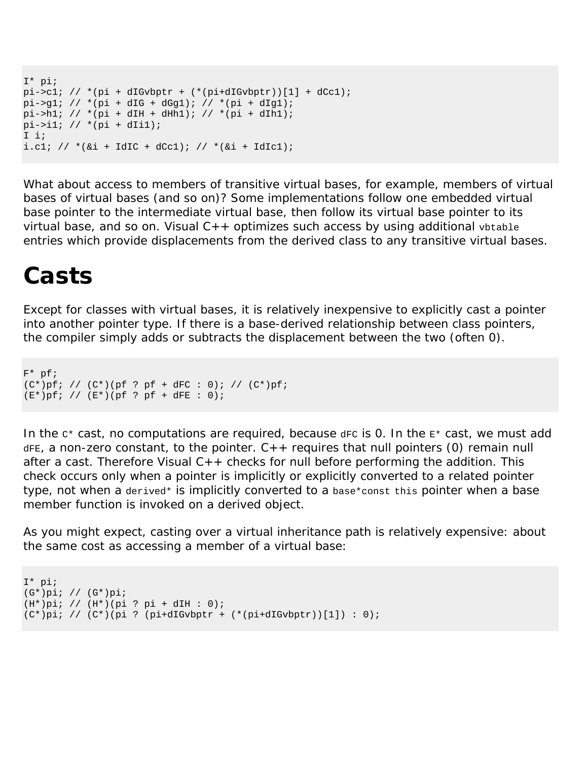```
I* pi;
pi->c1; // *(pi + dIGvbptr + (*(pi+dIGvbptr))[1] + dCc1);
pi->g1; // *(pi + dIG + dGg1); // *(pi + dIg1);
pi->h1; // *(pi + dIH + dHh1); // *(pi + dIh1);
pi->i1; // *(pi + dIi1);
I i;
i.c1; // *(&i + IdIC + dCc1); // *(&i + IdIc1);
```

What about access to members of transitive virtual bases, for example, members of virtual bases of virtual bases (and so on)? Some implementations follow one embedded virtual base pointer to the intermediate virtual base, then follow its virtual base pointer to its virtual base, and so on. Visual C++ optimizes such access by using additional `vbtable` entries which provide displacements from the derived class to any transitive virtual bases.

# Casts

Except for classes with virtual bases, it is relatively inexpensive to explicitly cast a pointer into another pointer type. If there is a base-derived relationship between class pointers, the compiler simply adds or subtracts the displacement between the two (often 0).

```
F* pf;
(C*)pf; // (C*)(pf ? pf + dFC : 0); // (C*)pf;
(E*)pf; // (E*)(pf ? pf + dFE : 0);
```

In the `C*` cast, no computations are required, because `dFC` is 0. In the `E*` cast, we must add `dFE`, a non-zero constant, to the pointer. C++ requires that null pointers (0) remain null after a cast. Therefore Visual C++ checks for null before performing the addition. This check occurs only when a pointer is implicitly or explicitly converted to a related pointer type, not when a `derived*` is implicitly converted to a `base*const this` pointer when a base member function is invoked on a derived object.

As you might expect, casting over a virtual inheritance path is relatively expensive: about the same cost as accessing a member of a virtual base:

```
I* pi;
(G*)pi; // (G*)pi;
(H*)pi; // (H*)(pi ? pi + dIH : 0);
(C*)pi; // (C*)(pi ? (pi+dIGvbptr + (*(pi+dIGvbptr))[1]) : 0);
```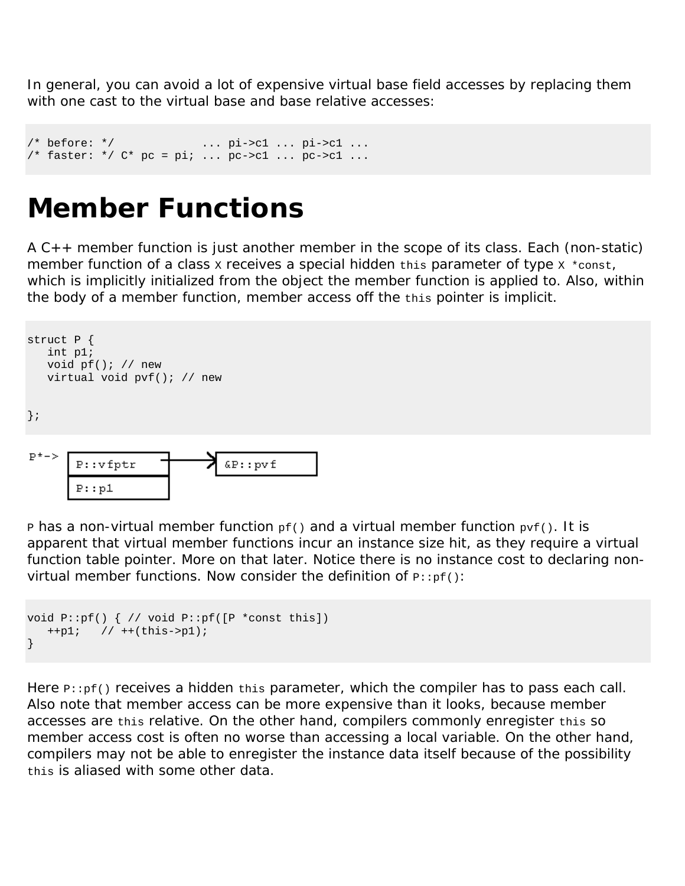In general, you can avoid a lot of expensive virtual base field accesses by replacing them with one cast to the virtual base and base relative accesses:

```
/* before: */             ... pi->c1 ... pi->c1 ...
/* faster: */ C* pc = pi; ... pc->c1 ... pc->c1 ...
```

# Member Functions

A C++ member function is just another member in the scope of its class. Each (non-static) member function of a class `X` receives a special hidden `this` parameter of type `X *const`, which is implicitly initialized from the object the member function is applied to. Also, within the body of a member function, member access off the `this` pointer is implicit.

```
struct P {
   int p1;
   void pf(); // new
   virtual void pvf(); // new


};
```

```
P*-> | P::vfptr | ----> | &P::pvf |
     | P::p1    |
```

`P` has a non-virtual member function `pf()` and a virtual member function `pvf()`. It is apparent that virtual member functions incur an instance size hit, as they require a virtual function table pointer. More on that later. Notice there is no instance cost to declaring non-virtual member functions. Now consider the definition of `P::pf()`:

```
void P::pf() { // void P::pf([P *const this])
   ++p1;   // ++(this->p1);
}
```

Here `P::pf()` receives a hidden `this` parameter, which the compiler has to pass each call. Also note that member access can be more expensive than it looks, because member accesses are `this` relative. On the other hand, compilers commonly enregister `this` so member access cost is often no worse than accessing a local variable. On the other hand, compilers may not be able to enregister the instance data itself because of the possibility `this` is aliased with some other data.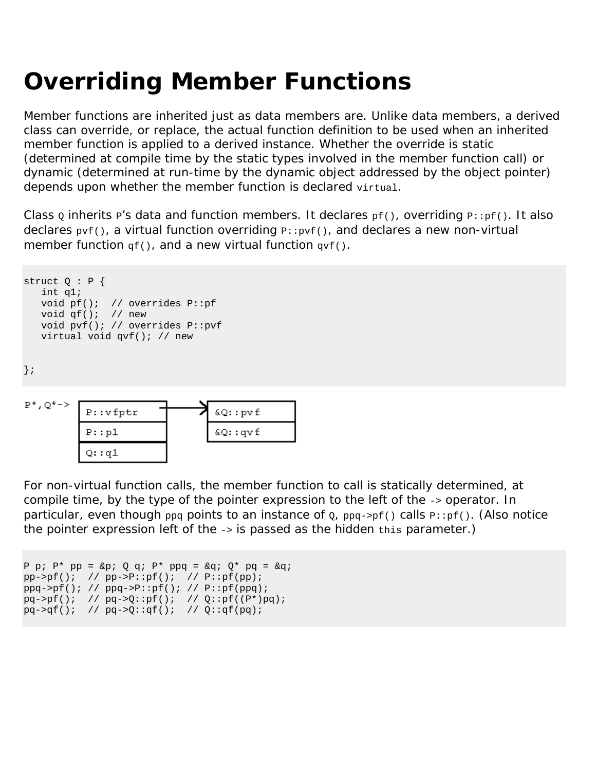# Overriding Member Functions

Member functions are inherited just as data members are. Unlike data members, a derived class can override, or replace, the actual function definition to be used when an inherited member function is applied to a derived instance. Whether the override is static (determined at compile time by the static types involved in the member function call) or dynamic (determined at run-time by the dynamic object addressed by the object pointer) depends upon whether the member function is declared `virtual`.

Class `Q` inherits `P`'s data and function members. It declares `pf()`, overriding `P::pf()`. It also declares `pvf()`, a virtual function overriding `P::pvf()`, and declares a new non-virtual member function `qf()`, and a new virtual function `qvf()`.

```
struct Q : P {
   int q1;
   void pf();  // overrides P::pf
   void qf();  // new
   void pvf(); // overrides P::pvf
   virtual void qvf(); // new


};
```

```
P*,Q*-> | P::vfptr | ----> | &Q::pvf |
        | P::p1    |       | &Q::qvf |
        | Q::q1    |
```

For non-virtual function calls, the member function to call is statically determined, at compile time, by the type of the pointer expression to the left of the `->` operator. In particular, even though `ppq` points to an instance of `Q`, `ppq->pf()` calls `P::pf()`. (Also notice the pointer expression left of the `->` is passed as the hidden `this` parameter.)

```
P p; P* pp = &p; Q q; P* ppq = &q; Q* pq = &q;
pp->pf();  // pp->P::pf();  // P::pf(pp);
ppq->pf(); // ppq->P::pf(); // P::pf(ppq);
pq->pf();  // pq->Q::pf();  // Q::pf((P*)pq);
pq->qf();  // pq->Q::qf();  // Q::qf(pq);
```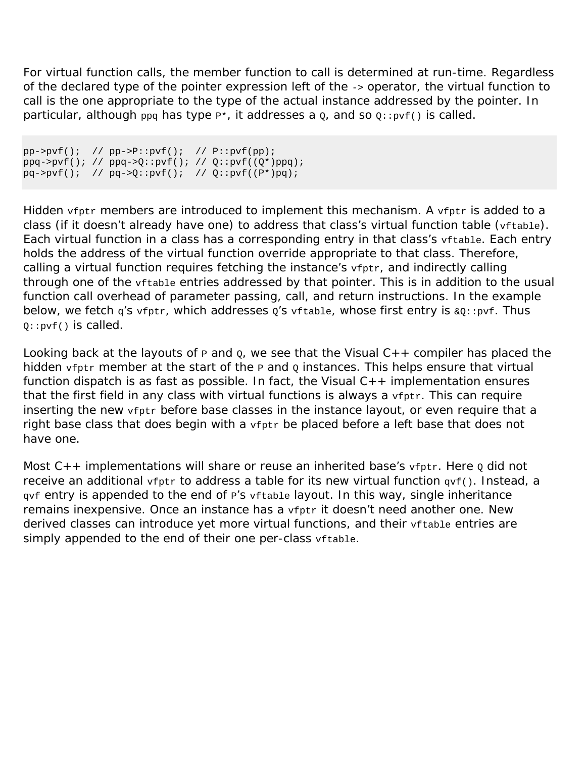For virtual function calls, the member function to call is determined at run-time. Regardless of the declared type of the pointer expression left of the `->` operator, the virtual function to call is the one appropriate to the type of the actual instance addressed by the pointer. In particular, although `ppq` has type `P*`, it addresses a `Q`, and so `Q::pvf()` is called.

```
pp->pvf();  // pp->P::pvf();  // P::pvf(pp);
ppq->pvf(); // ppq->Q::pvf(); // Q::pvf((Q*)ppq);
pq->pvf();  // pq->Q::pvf();  // Q::pvf((P*)pq);
```

Hidden `vfptr` members are introduced to implement this mechanism. A `vfptr` is added to a class (if it doesn't already have one) to address that class's virtual function table (`vftable`). Each virtual function in a class has a corresponding entry in that class's `vftable`. Each entry holds the address of the virtual function override appropriate to that class. Therefore, calling a virtual function requires fetching the instance's `vfptr`, and indirectly calling through one of the `vftable` entries addressed by that pointer. This is in addition to the usual function call overhead of parameter passing, call, and return instructions. In the example below, we fetch `q`'s `vfptr`, which addresses `Q`'s `vftable`, whose first entry is `&Q::pvf`. Thus `Q::pvf()` is called.

Looking back at the layouts of `P` and `Q`, we see that the Visual C++ compiler has placed the hidden `vfptr` member at the start of the `P` and `Q` instances. This helps ensure that virtual function dispatch is as fast as possible. In fact, the Visual C++ implementation ensures that the first field in any class with virtual functions is always a `vfptr`. This can require inserting the new `vfptr` before base classes in the instance layout, or even require that a right base class that does begin with a `vfptr` be placed before a left base that does not have one.

Most C++ implementations will share or reuse an inherited base's `vfptr`. Here `Q` did not receive an additional `vfptr` to address a table for its new virtual function `qvf()`. Instead, a `qvf` entry is appended to the end of `P`'s `vftable` layout. In this way, single inheritance remains inexpensive. Once an instance has a `vfptr` it doesn't need another one. New derived classes can introduce yet more virtual functions, and their `vftable` entries are simply appended to the end of their one per-class `vftable`.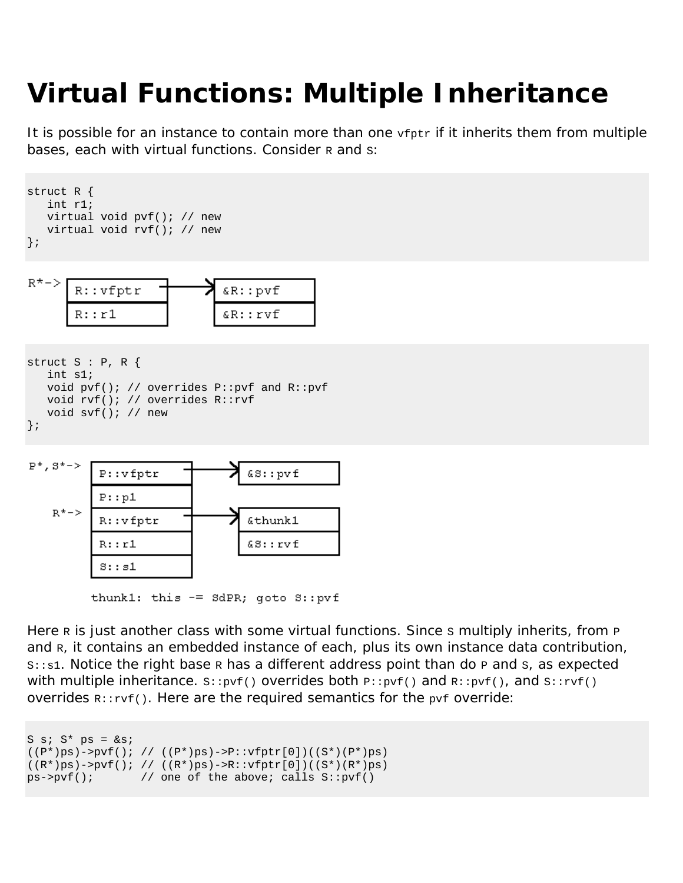# Virtual Functions: Multiple Inheritance

It is possible for an instance to contain more than one `vfptr` if it inherits them from multiple bases, each with virtual functions. Consider `R` and `S`:

```
struct R {
   int r1;
   virtual void pvf(); // new
   virtual void rvf(); // new
};
```

```
R*-> | R::vfptr | ---> | &R::pvf |
     | R::r1    |      | &R::rvf |
```

```
struct S : P, R {
   int s1;
   void pvf(); // overrides P::pvf and R::pvf
   void rvf(); // overrides R::rvf
   void svf(); // new
};
```

```
P*,S*-> | P::vfptr | ---> | &S::pvf |
        | P::p1    |
    R*->| R::vfptr | ---> | &thunk1 |
        | R::r1    |      | &S::rvf |
        | S::s1    |

        thunk1: this -= SdPR; goto S::pvf
```

Here `R` is just another class with some virtual functions. Since `S` multiply inherits, from `P` and `R`, it contains an embedded instance of each, plus its own instance data contribution, `S::s1`. Notice the right base `R` has a different address point than do `P` and `S`, as expected with multiple inheritance. `S::pvf()` overrides both `P::pvf()` and `R::pvf()`, and `S::rvf()` overrides `R::rvf()`. Here are the required semantics for the `pvf` override:

```
S s; S* ps = &s;
((P*)ps)->pvf(); // ((P*)ps)->P::vfptr[0])((S*)(P*)ps)
((R*)ps)->pvf(); // ((R*)ps)->R::vfptr[0])((S*)(R*)ps)
ps->pvf();       // one of the above; calls S::pvf()
```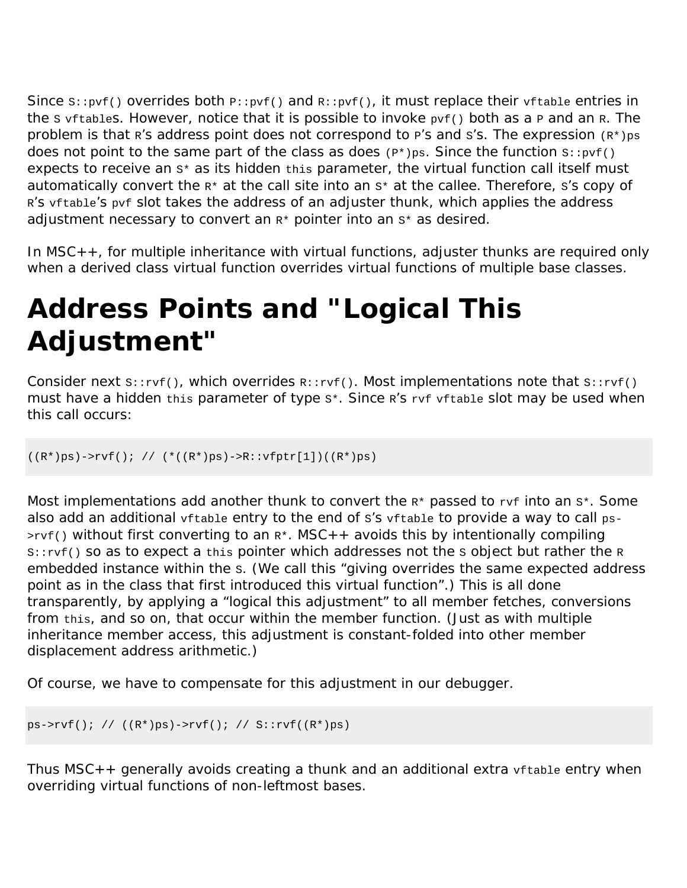Since `S::pvf()` overrides both `P::pvf()` and `R::pvf()`, it must replace their `vftable` entries in the `S` `vftable`s. However, notice that it is possible to invoke `pvf()` both as a `P` and an `R`. The problem is that `R`'s address point does not correspond to `P`'s and `S`'s. The expression `(R*)ps` does not point to the same part of the class as does `(P*)ps`. Since the function `S::pvf()` expects to receive an `S*` as its hidden `this` parameter, the virtual function call itself must automatically convert the `R*` at the call site into an `S*` at the callee. Therefore, `S`'s copy of `R`'s `vftable`'s `pvf` slot takes the address of an adjuster thunk, which applies the address adjustment necessary to convert an `R*` pointer into an `S*` as desired.

In MSC++, for multiple inheritance with virtual functions, adjuster thunks are required only when a derived class virtual function overrides virtual functions of multiple base classes.

# Address Points and "Logical This Adjustment"

Consider next `S::rvf()`, which overrides `R::rvf()`. Most implementations note that `S::rvf()` must have a hidden `this` parameter of type `S*`. Since `R`'s `rvf` `vftable` slot may be used when this call occurs:

```
((R*)ps)->rvf(); // (*((R*)ps)->R::vfptr[1])((R*)ps)
```

Most implementations add another thunk to convert the `R*` passed to `rvf` into an `S*`. Some also add an additional `vftable` entry to the end of `S`'s `vftable` to provide a way to call `ps->rvf()` without first converting to an `R*`. MSC++ avoids this by intentionally compiling `S::rvf()` so as to expect a `this` pointer which addresses not the `S` object but rather the `R` embedded instance within the `S`. (We call this "giving overrides the same expected address point as in the class that first introduced this virtual function".) This is all done transparently, by applying a "logical this adjustment" to all member fetches, conversions from `this`, and so on, that occur within the member function. (Just as with multiple inheritance member access, this adjustment is constant-folded into other member displacement address arithmetic.)

Of course, we have to compensate for this adjustment in our debugger.

```
ps->rvf(); // ((R*)ps)->rvf(); // S::rvf((R*)ps)
```

Thus MSC++ generally avoids creating a thunk and an additional extra `vftable` entry when overriding virtual functions of non-leftmost bases.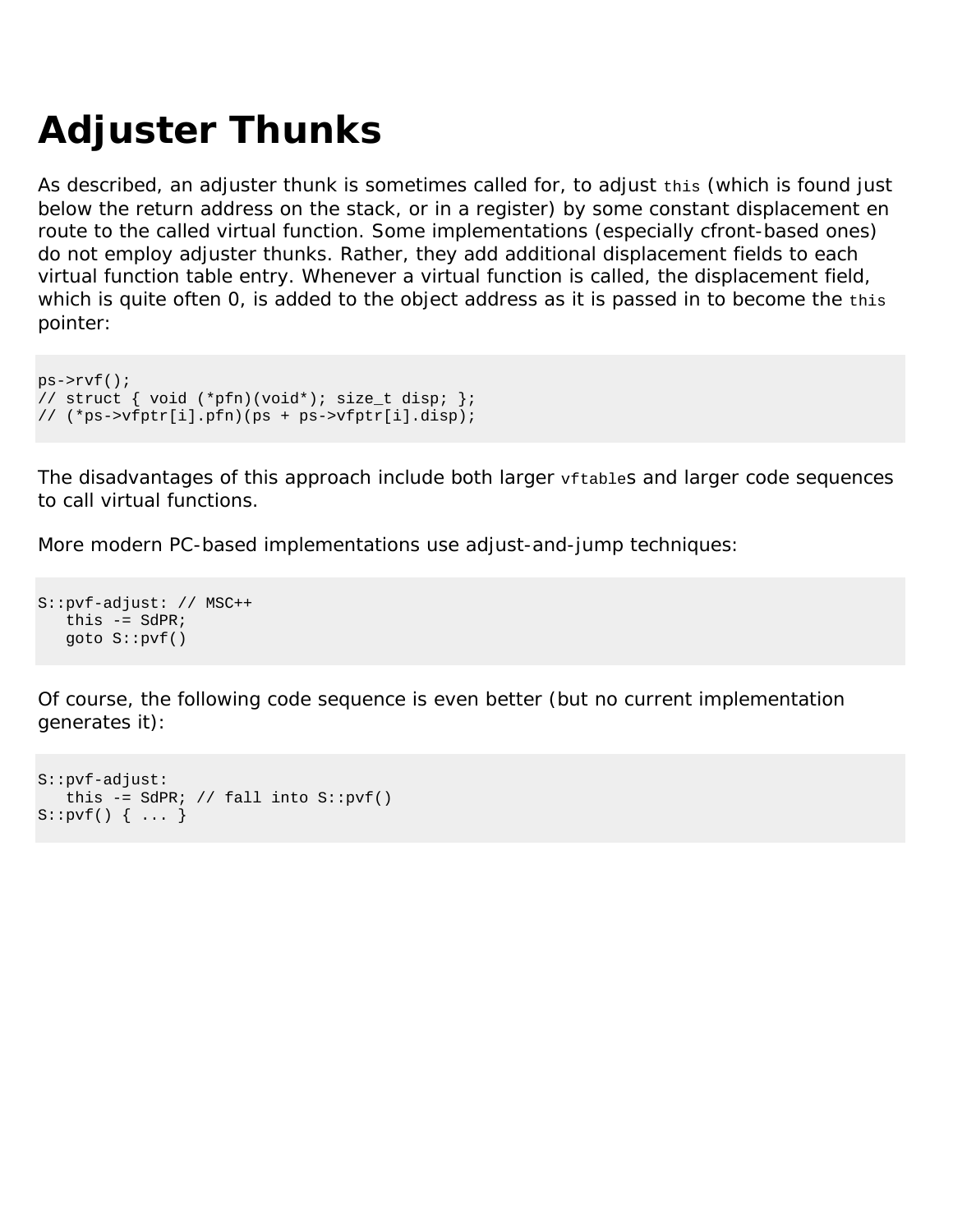# Adjuster Thunks

As described, an adjuster thunk is sometimes called for, to adjust `this` (which is found just below the return address on the stack, or in a register) by some constant displacement en route to the called virtual function. Some implementations (especially cfront-based ones) do not employ adjuster thunks. Rather, they add additional displacement fields to each virtual function table entry. Whenever a virtual function is called, the displacement field, which is quite often 0, is added to the object address as it is passed in to become the `this` pointer:

```
ps->rvf();
// struct { void (*pfn)(void*); size_t disp; };
// (*ps->vfptr[i].pfn)(ps + ps->vfptr[i].disp);
```

The disadvantages of this approach include both larger `vftable`s and larger code sequences to call virtual functions.

More modern PC-based implementations use adjust-and-jump techniques:

```
S::pvf-adjust: // MSC++
   this -= SdPR;
   goto S::pvf()
```

Of course, the following code sequence is even better (but no current implementation generates it):

```
S::pvf-adjust:
   this -= SdPR; // fall into S::pvf()
S::pvf() { ... }
```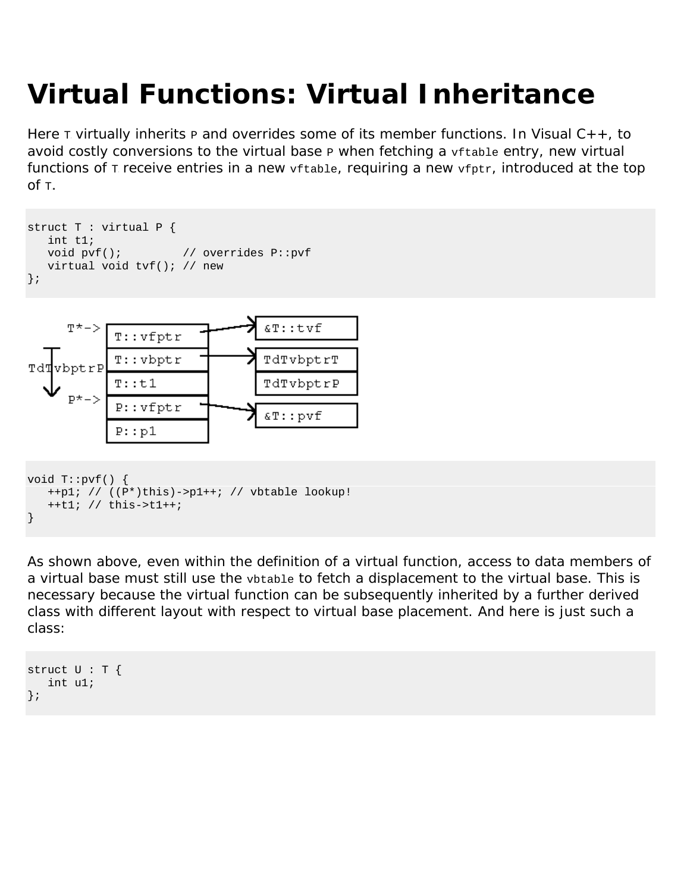# Virtual Functions: Virtual Inheritance

Here `T` virtually inherits `P` and overrides some of its member functions. In Visual C++, to avoid costly conversions to the virtual base `P` when fetching a `vftable` entry, new virtual functions of `T` receive entries in a new `vftable`, requiring a new `vfptr`, introduced at the top of `T`.

```
struct T : virtual P {
   int t1;
   void pvf();         // overrides P::pvf
   virtual void tvf(); // new
};
```

```
void T::pvf() {
   ++p1; // ((P*)this)->p1++; // vbtable lookup!
   ++t1; // this->t1++;
}
```

As shown above, even within the definition of a virtual function, access to data members of a virtual base must still use the `vbtable` to fetch a displacement to the virtual base. This is necessary because the virtual function can be subsequently inherited by a further derived class with different layout with respect to virtual base placement. And here is just such a class:

```
struct U : T {
   int u1;
};
```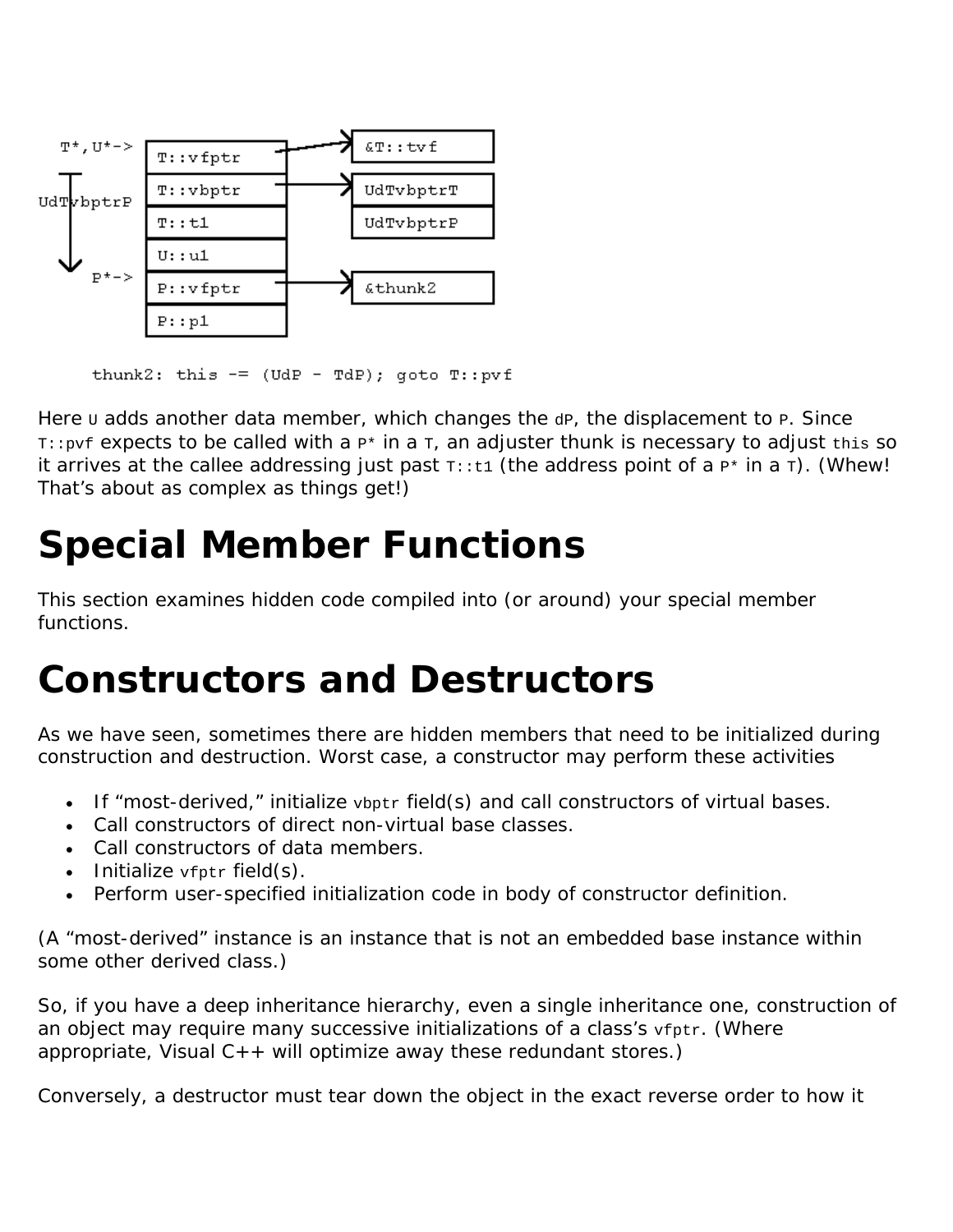```
T*,U*-> [T::vfptr ] ---> [&T::tvf    ]
        [T::vbptr ] ---> [UdTvbptrT  ]
UdTvbptrP [T::t1 ]       [UdTvbptrP  ]
        [U::u1    ]
  P*->  [P::vfptr ] ---> [&thunk2    ]
        [P::p1    ]

thunk2: this -= (UdP - TdP); goto T::pvf
```

Here `U` adds another data member, which changes the `dP`, the displacement to `P`. Since `T::pvf` expects to be called with a `P*` in a `T`, an adjuster thunk is necessary to adjust `this` so it arrives at the callee addressing just past `T::t1` (the address point of a `P*` in a `T`). (Whew! That's about as complex as things get!)

# Special Member Functions

This section examines hidden code compiled into (or around) your special member functions.

# Constructors and Destructors

As we have seen, sometimes there are hidden members that need to be initialized during construction and destruction. Worst case, a constructor may perform these activities

- If "most-derived," initialize `vbptr` field(s) and call constructors of virtual bases.
- Call constructors of direct non-virtual base classes.
- Call constructors of data members.
- Initialize `vfptr` field(s).
- Perform user-specified initialization code in body of constructor definition.

(A "most-derived" instance is an instance that is not an embedded base instance within some other derived class.)

So, if you have a deep inheritance hierarchy, even a single inheritance one, construction of an object may require many successive initializations of a class's `vfptr`. (Where appropriate, Visual C++ will optimize away these redundant stores.)

Conversely, a destructor must tear down the object in the exact reverse order to how it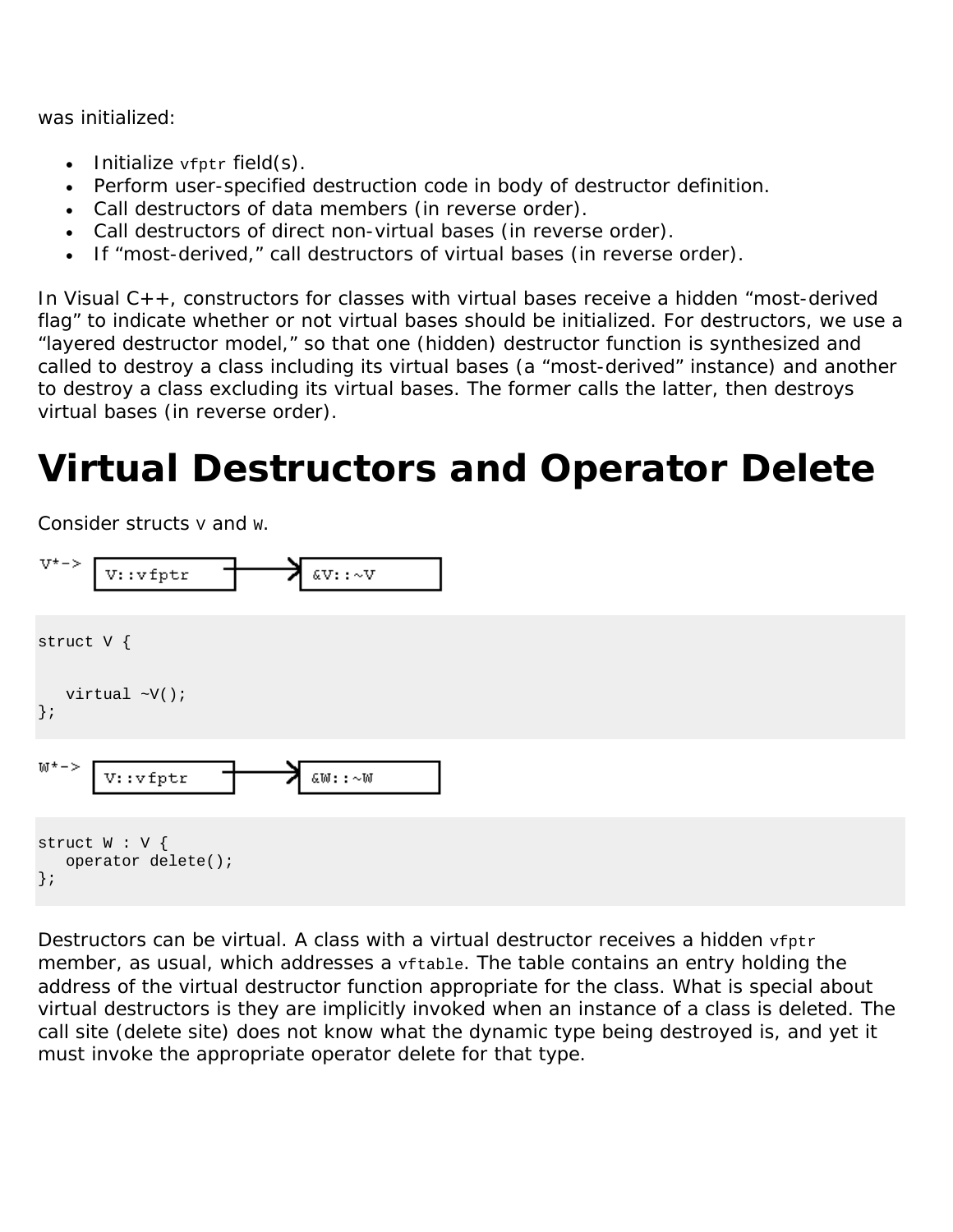was initialized:

- Initialize `vfptr` field(s).
- Perform user-specified destruction code in body of destructor definition.
- Call destructors of data members (in reverse order).
- Call destructors of direct non-virtual bases (in reverse order).
- If "most-derived," call destructors of virtual bases (in reverse order).

In Visual C++, constructors for classes with virtual bases receive a hidden "most-derived flag" to indicate whether or not virtual bases should be initialized. For destructors, we use a "layered destructor model," so that one (hidden) destructor function is synthesized and called to destroy a class including its virtual bases (a "most-derived" instance) and another to destroy a class excluding its virtual bases. The former calls the latter, then destroys virtual bases (in reverse order).

# Virtual Destructors and Operator Delete

Consider structs `V` and `W`.

```
V*-> [ V::vfptr ] ---> [ &V::~V ]
```

```
struct V {


   virtual ~V();
};
```

```
W*-> [ V::vfptr ] ---> [ &W::~W ]
```

```
struct W : V {
   operator delete();
};
```

Destructors can be virtual. A class with a virtual destructor receives a hidden `vfptr` member, as usual, which addresses a `vftable`. The table contains an entry holding the address of the virtual destructor function appropriate for the class. What is special about virtual destructors is they are implicitly invoked when an instance of a class is deleted. The call site (delete site) does not know what the dynamic type being destroyed is, and yet it must invoke the appropriate operator delete for that type.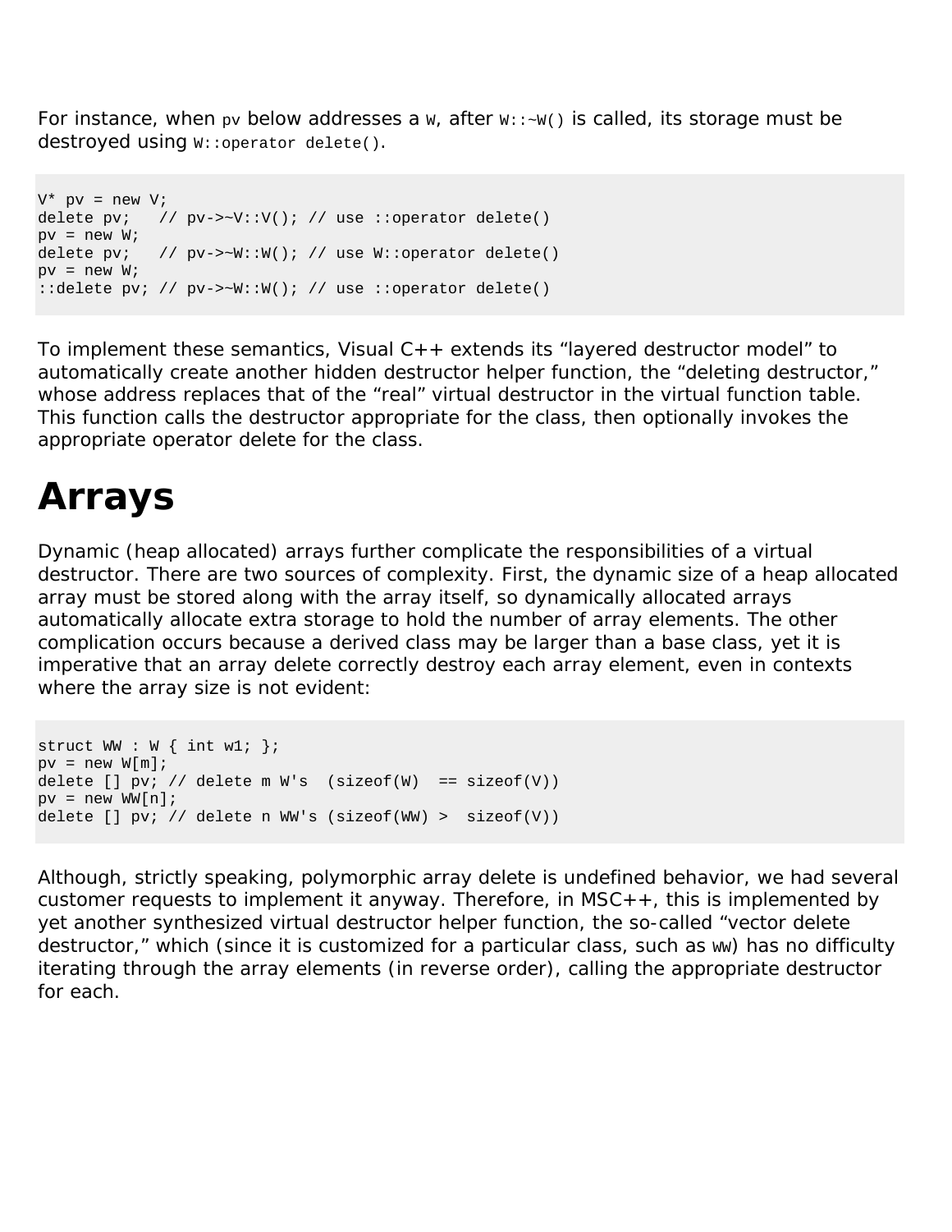For instance, when `pv` below addresses a `W`, after `W::~W()` is called, its storage must be destroyed using `W::operator delete()`.

```
V* pv = new V;
delete pv;   // pv->~V::V(); // use ::operator delete()
pv = new W;
delete pv;   // pv->~W::W(); // use W::operator delete()
pv = new W;
::delete pv; // pv->~W::W(); // use ::operator delete()
```

To implement these semantics, Visual C++ extends its “layered destructor model” to automatically create another hidden destructor helper function, the “deleting destructor,” whose address replaces that of the “real” virtual destructor in the virtual function table. This function calls the destructor appropriate for the class, then optionally invokes the appropriate operator delete for the class.

# Arrays

Dynamic (heap allocated) arrays further complicate the responsibilities of a virtual destructor. There are two sources of complexity. First, the dynamic size of a heap allocated array must be stored along with the array itself, so dynamically allocated arrays automatically allocate extra storage to hold the number of array elements. The other complication occurs because a derived class may be larger than a base class, yet it is imperative that an array delete correctly destroy each array element, even in contexts where the array size is not evident:

```
struct WW : W { int w1; };
pv = new W[m];
delete [] pv; // delete m W's  (sizeof(W)  == sizeof(V))
pv = new WW[n];
delete [] pv; // delete n WW's (sizeof(WW) >  sizeof(V))
```

Although, strictly speaking, polymorphic array delete is undefined behavior, we had several customer requests to implement it anyway. Therefore, in MSC++, this is implemented by yet another synthesized virtual destructor helper function, the so-called “vector delete destructor,” which (since it is customized for a particular class, such as `WW`) has no difficulty iterating through the array elements (in reverse order), calling the appropriate destructor for each.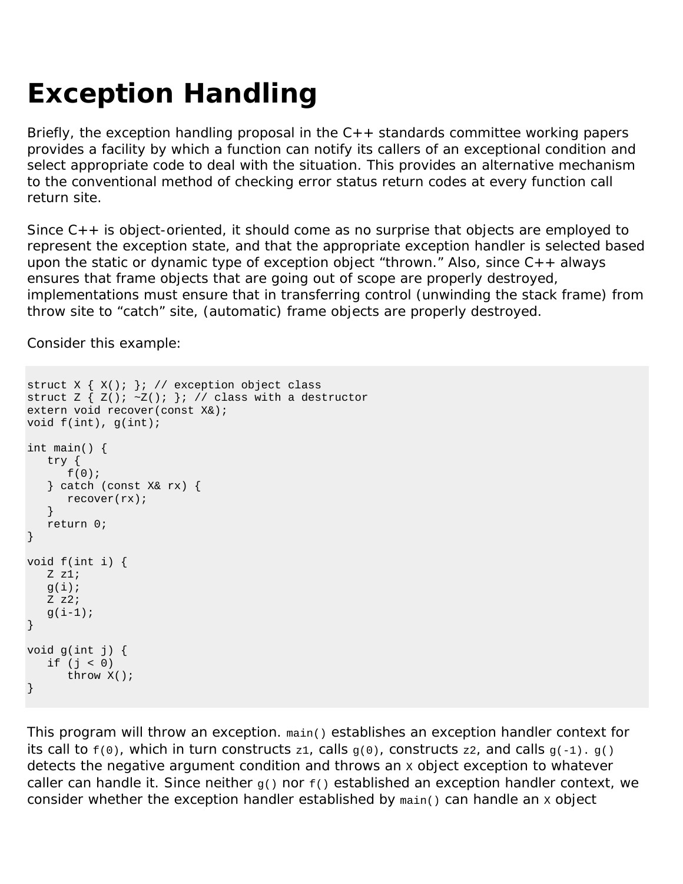# Exception Handling

Briefly, the exception handling proposal in the C++ standards committee working papers provides a facility by which a function can notify its callers of an exceptional condition and select appropriate code to deal with the situation. This provides an alternative mechanism to the conventional method of checking error status return codes at every function call return site.

Since C++ is object-oriented, it should come as no surprise that objects are employed to represent the exception state, and that the appropriate exception handler is selected based upon the static or dynamic type of exception object "thrown." Also, since C++ always ensures that frame objects that are going out of scope are properly destroyed, implementations must ensure that in transferring control (unwinding the stack frame) from throw site to "catch" site, (automatic) frame objects are properly destroyed.

Consider this example:

```
struct X { X(); }; // exception object class
struct Z { Z(); ~Z(); }; // class with a destructor
extern void recover(const X&);
void f(int), g(int);

int main() {
   try {
      f(0);
   } catch (const X& rx) {
      recover(rx);
   }
   return 0;
}

void f(int i) {
   Z z1;
   g(i);
   Z z2;
   g(i-1);
}

void g(int j) {
   if (j < 0)
      throw X();
}
```

This program will throw an exception. `main()` establishes an exception handler context for its call to `f(0)`, which in turn constructs `z1`, calls `g(0)`, constructs `z2`, and calls `g(-1)`. `g()` detects the negative argument condition and throws an `X` object exception to whatever caller can handle it. Since neither `g()` nor `f()` established an exception handler context, we consider whether the exception handler established by `main()` can handle an `X` object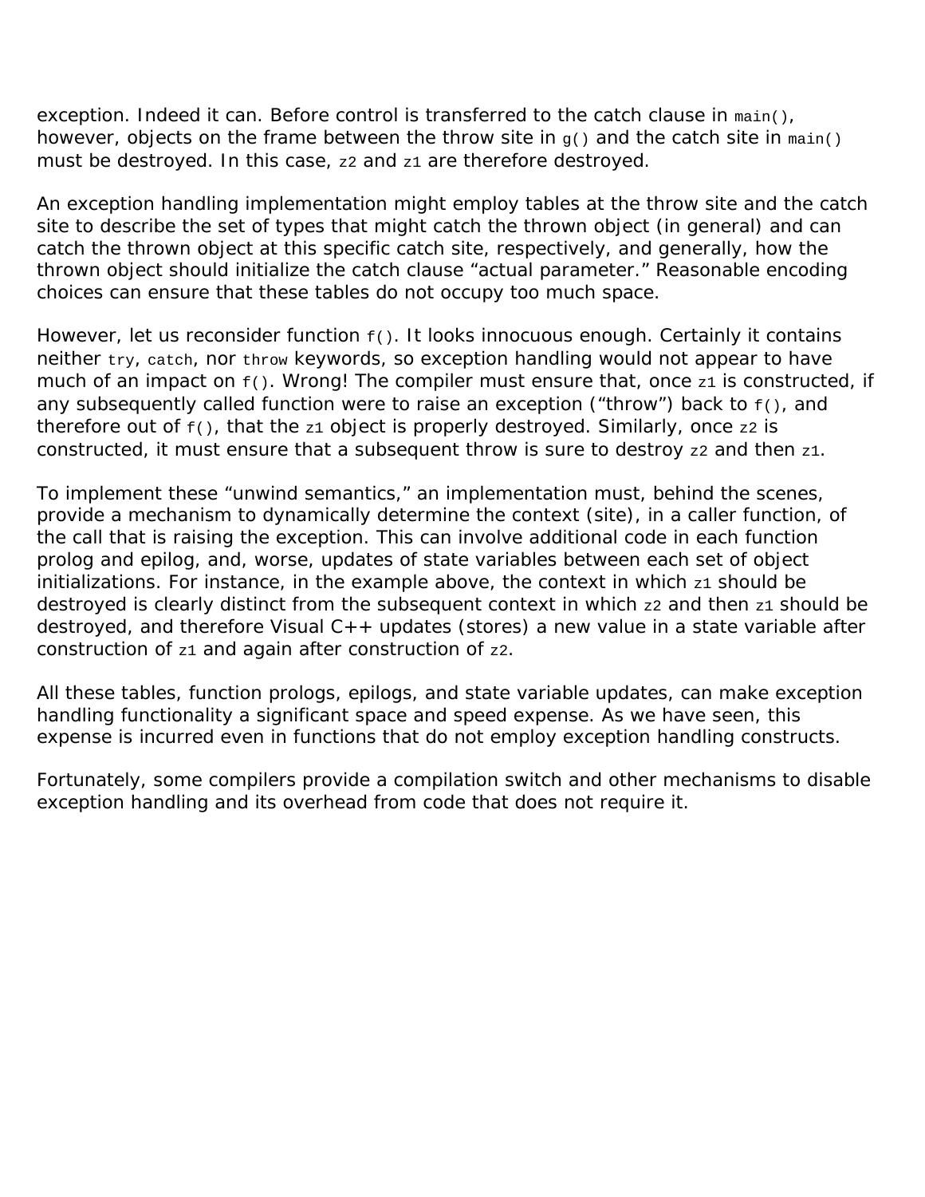exception. Indeed it can. Before control is transferred to the catch clause in `main()`, however, objects on the frame between the throw site in `g()` and the catch site in `main()` must be destroyed. In this case, `z2` and `z1` are therefore destroyed.

An exception handling implementation might employ tables at the throw site and the catch site to describe the set of types that might catch the thrown object (in general) and can catch the thrown object at this specific catch site, respectively, and generally, how the thrown object should initialize the catch clause "actual parameter." Reasonable encoding choices can ensure that these tables do not occupy too much space.

However, let us reconsider function `f()`. It looks innocuous enough. Certainly it contains neither `try`, `catch`, nor `throw` keywords, so exception handling would not appear to have much of an impact on `f()`. Wrong! The compiler must ensure that, once `z1` is constructed, if any subsequently called function were to raise an exception ("throw") back to `f()`, and therefore out of `f()`, that the `z1` object is properly destroyed. Similarly, once `z2` is constructed, it must ensure that a subsequent throw is sure to destroy `z2` and then `z1`.

To implement these "unwind semantics," an implementation must, behind the scenes, provide a mechanism to dynamically determine the context (site), in a caller function, of the call that is raising the exception. This can involve additional code in each function prolog and epilog, and, worse, updates of state variables between each set of object initializations. For instance, in the example above, the context in which `z1` should be destroyed is clearly distinct from the subsequent context in which `z2` and then `z1` should be destroyed, and therefore Visual C++ updates (stores) a new value in a state variable after construction of `z1` and again after construction of `z2`.

All these tables, function prologs, epilogs, and state variable updates, can make exception handling functionality a significant space and speed expense. As we have seen, this expense is incurred even in functions that do not employ exception handling constructs.

Fortunately, some compilers provide a compilation switch and other mechanisms to disable exception handling and its overhead from code that does not require it.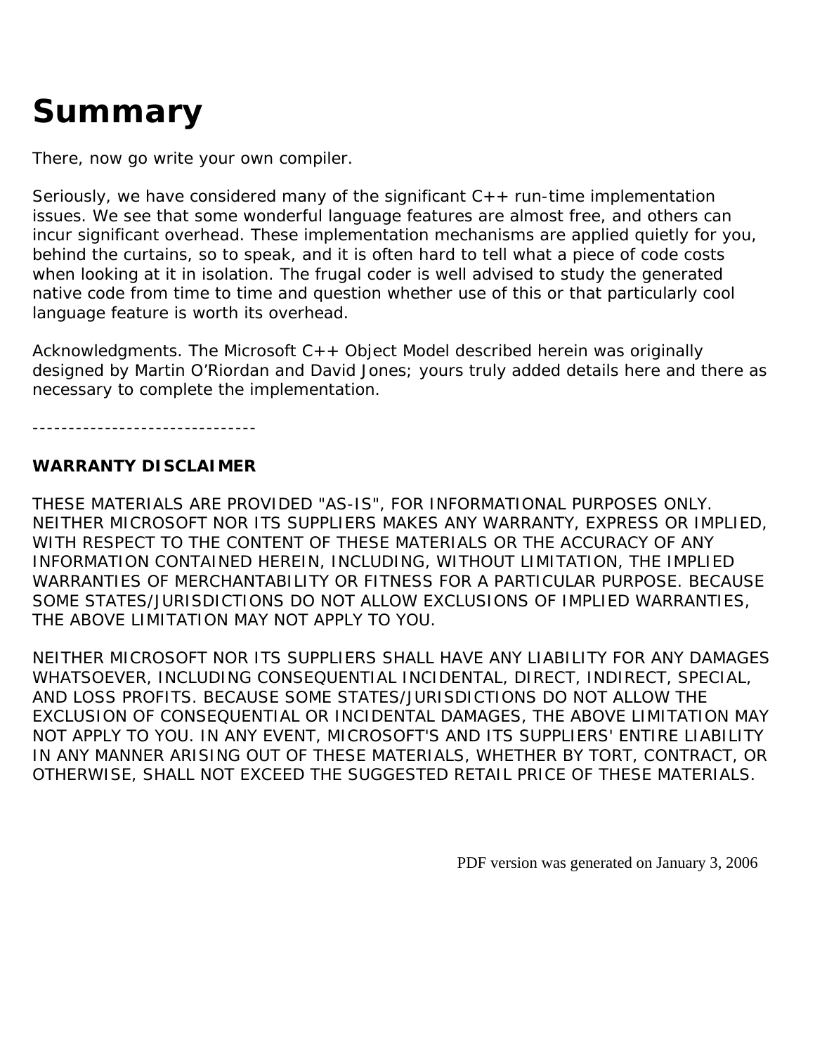# Summary

There, now go write your own compiler.

Seriously, we have considered many of the significant C++ run-time implementation issues. We see that some wonderful language features are almost free, and others can incur significant overhead. These implementation mechanisms are applied quietly for you, behind the curtains, so to speak, and it is often hard to tell what a piece of code costs when looking at it in isolation. The frugal coder is well advised to study the generated native code from time to time and question whether use of this or that particularly cool language feature is worth its overhead.

Acknowledgments. The Microsoft C++ Object Model described herein was originally designed by Martin O'Riordan and David Jones; yours truly added details here and there as necessary to complete the implementation.

-------------------------------

**WARRANTY DISCLAIMER**

THESE MATERIALS ARE PROVIDED "AS-IS", FOR INFORMATIONAL PURPOSES ONLY. NEITHER MICROSOFT NOR ITS SUPPLIERS MAKES ANY WARRANTY, EXPRESS OR IMPLIED, WITH RESPECT TO THE CONTENT OF THESE MATERIALS OR THE ACCURACY OF ANY INFORMATION CONTAINED HEREIN, INCLUDING, WITHOUT LIMITATION, THE IMPLIED WARRANTIES OF MERCHANTABILITY OR FITNESS FOR A PARTICULAR PURPOSE. BECAUSE SOME STATES/JURISDICTIONS DO NOT ALLOW EXCLUSIONS OF IMPLIED WARRANTIES, THE ABOVE LIMITATION MAY NOT APPLY TO YOU.

NEITHER MICROSOFT NOR ITS SUPPLIERS SHALL HAVE ANY LIABILITY FOR ANY DAMAGES WHATSOEVER, INCLUDING CONSEQUENTIAL INCIDENTAL, DIRECT, INDIRECT, SPECIAL, AND LOSS PROFITS. BECAUSE SOME STATES/JURISDICTIONS DO NOT ALLOW THE EXCLUSION OF CONSEQUENTIAL OR INCIDENTAL DAMAGES, THE ABOVE LIMITATION MAY NOT APPLY TO YOU. IN ANY EVENT, MICROSOFT'S AND ITS SUPPLIERS' ENTIRE LIABILITY IN ANY MANNER ARISING OUT OF THESE MATERIALS, WHETHER BY TORT, CONTRACT, OR OTHERWISE, SHALL NOT EXCEED THE SUGGESTED RETAIL PRICE OF THESE MATERIALS.

PDF version was generated on January 3, 2006